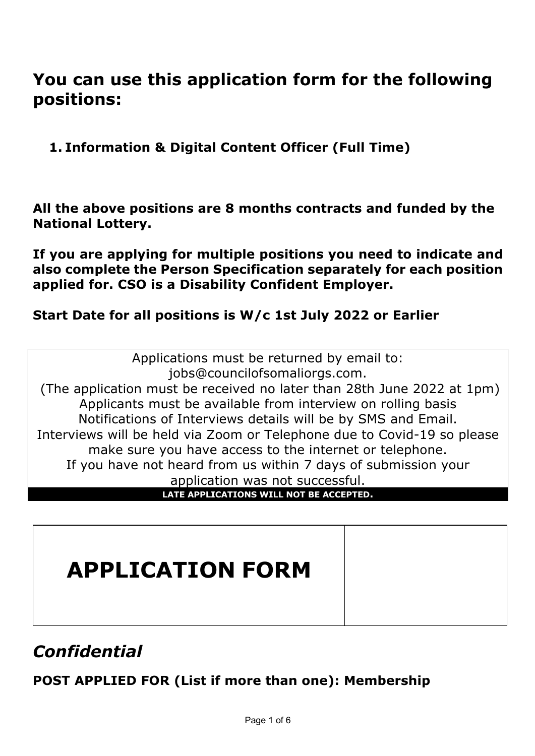## You can use this application form for the following positions:

1. **Information & Digital Content Officer (Full Time)**

**All the above positions are 8 months contracts and funded by the National Lottery.**

**If you are applying for multiple positions you need to indicate and also complete the Person Specification separately for each position applied for. CSO is a Disability Confident Employer.**

**Start Date for all positions is W/c 1st July 2022 or Earlier**

| Applications must be returned by email to: jobs@councilofsomaliorgs.com. (The application must be received no later than 28th June 2022 at 1pm) Applicants must be available from interview on rolling basis Notifications of Interviews details will be by SMS and Email. Interviews will be held via Zoom or Telephone due to Covid-19 so please make sure you have access to the internet or telephone. If you have not heard from us within 7 days of submission your application was not successful. |
|---|
| **LATE APPLICATIONS WILL NOT BE ACCEPTED.** |

| # APPLICATION FORM | |
|---|---|

## *Confidential*

**POST APPLIED FOR (List if more than one): Membership**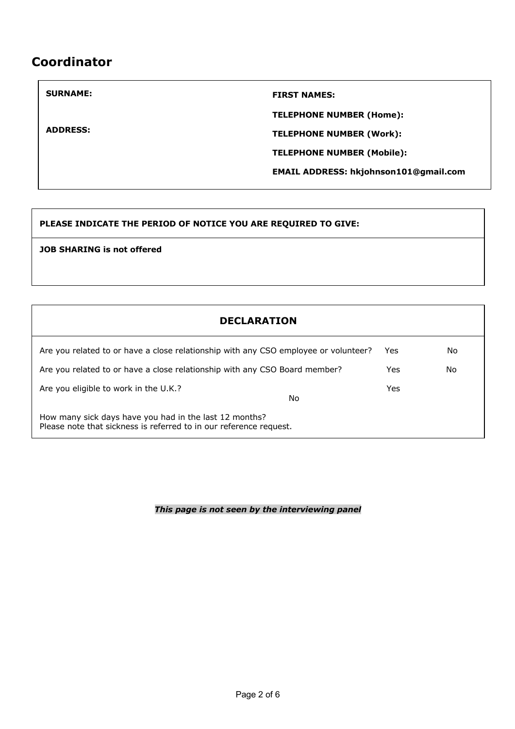## Coordinator

| | |
|---|---|
| **SURNAME:** | **FIRST NAMES:** |
| | **TELEPHONE NUMBER (Home):** |
| **ADDRESS:** | **TELEPHONE NUMBER (Work):** |
| | **TELEPHONE NUMBER (Mobile):** |
| | **EMAIL ADDRESS: hkjohnson101@gmail.com** |

| |
|---|
| **PLEASE INDICATE THE PERIOD OF NOTICE YOU ARE REQUIRED TO GIVE:** |
| **JOB SHARING is not offered** |

| **DECLARATION** | | |
|---|---|---|
| Are you related to or have a close relationship with any CSO employee or volunteer? | Yes | No |
| Are you related to or have a close relationship with any CSO Board member? | Yes | No |
| Are you eligible to work in the U.K.? | Yes | No |
| How many sick days have you had in the last 12 months?<br>Please note that sickness is referred to in our reference request. | | |

***This page is not seen by the interviewing panel***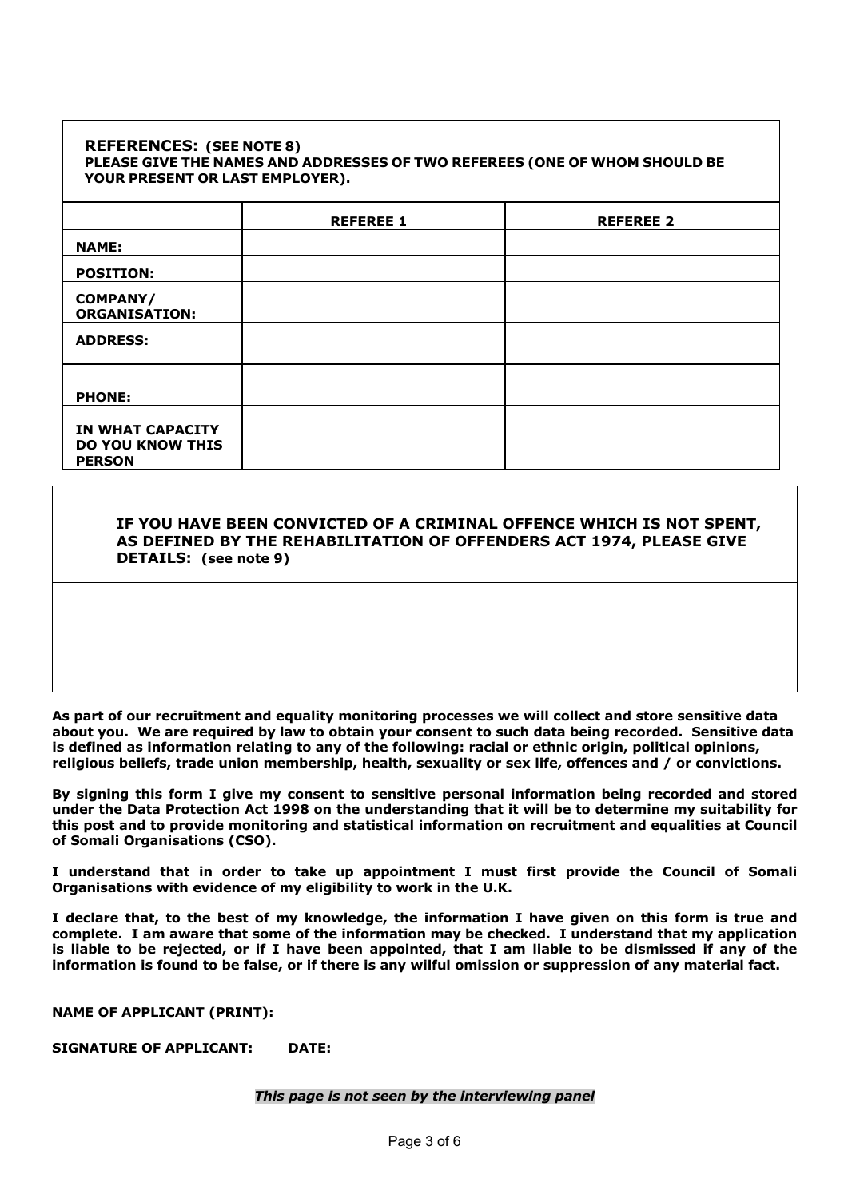**REFERENCES: (SEE NOTE 8)**
**PLEASE GIVE THE NAMES AND ADDRESSES OF TWO REFEREES (ONE OF WHOM SHOULD BE YOUR PRESENT OR LAST EMPLOYER).**

| | REFEREE 1 | REFEREE 2 |
|---|---|---|
| **NAME:** | | |
| **POSITION:** | | |
| **COMPANY/ ORGANISATION:** | | |
| **ADDRESS:** | | |
| **PHONE:** | | |
| **IN WHAT CAPACITY DO YOU KNOW THIS PERSON** | | |

**IF YOU HAVE BEEN CONVICTED OF A CRIMINAL OFFENCE WHICH IS NOT SPENT, AS DEFINED BY THE REHABILITATION OF OFFENDERS ACT 1974, PLEASE GIVE DETAILS: (see note 9)**

**As part of our recruitment and equality monitoring processes we will collect and store sensitive data about you. We are required by law to obtain your consent to such data being recorded. Sensitive data is defined as information relating to any of the following: racial or ethnic origin, political opinions, religious beliefs, trade union membership, health, sexuality or sex life, offences and / or convictions.**

**By signing this form I give my consent to sensitive personal information being recorded and stored under the Data Protection Act 1998 on the understanding that it will be to determine my suitability for this post and to provide monitoring and statistical information on recruitment and equalities at Council of Somali Organisations (CSO).**

**I understand that in order to take up appointment I must first provide the Council of Somali Organisations with evidence of my eligibility to work in the U.K.**

**I declare that, to the best of my knowledge, the information I have given on this form is true and complete. I am aware that some of the information may be checked. I understand that my application is liable to be rejected, or if I have been appointed, that I am liable to be dismissed if any of the information is found to be false, or if there is any wilful omission or suppression of any material fact.**

**NAME OF APPLICANT (PRINT):**

**SIGNATURE OF APPLICANT:** **DATE:**

***This page is not seen by the interviewing panel***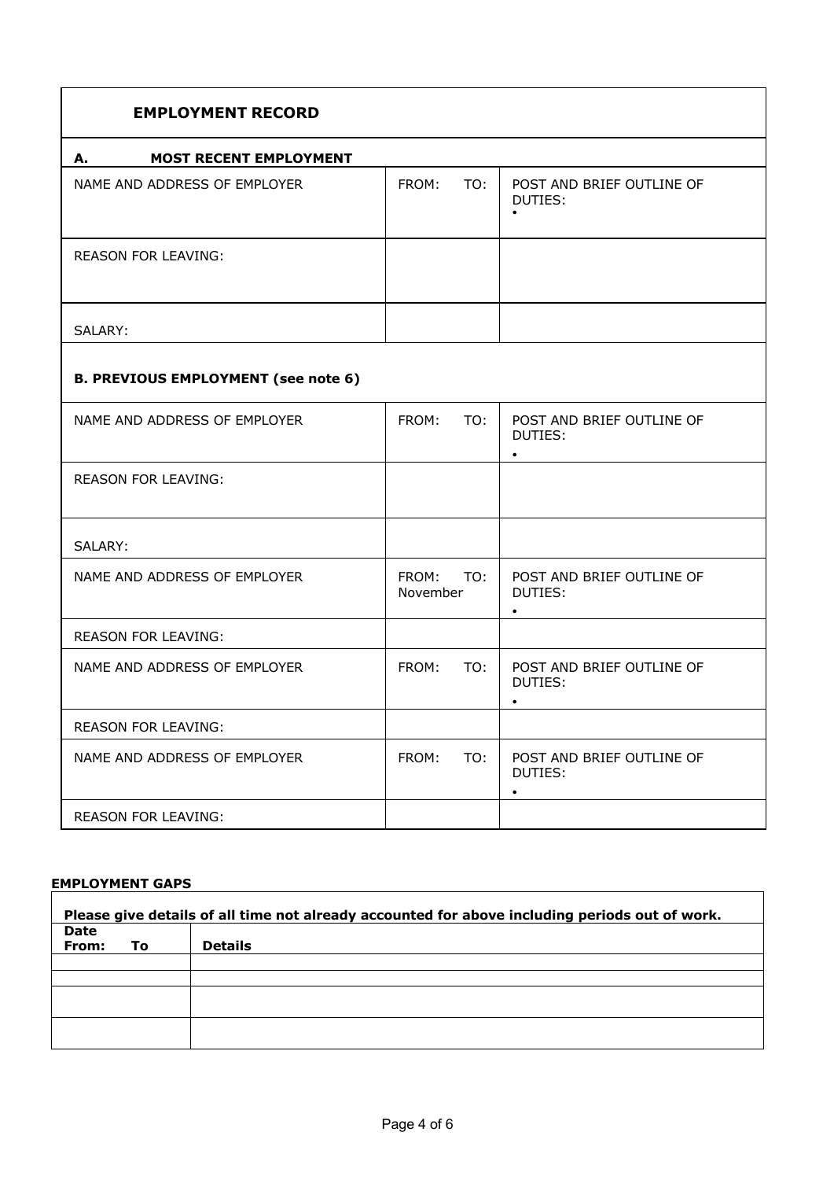## EMPLOYMENT RECORD

| A. MOST RECENT EMPLOYMENT | | |
|---|---|---|
| NAME AND ADDRESS OF EMPLOYER | FROM: TO: | POST AND BRIEF OUTLINE OF DUTIES:<br>• |
| REASON FOR LEAVING: | | |
| SALARY: | | |

| B. PREVIOUS EMPLOYMENT (see note 6) | | |
|---|---|---|
| NAME AND ADDRESS OF EMPLOYER | FROM: TO: | POST AND BRIEF OUTLINE OF DUTIES:<br>• |
| REASON FOR LEAVING: | | |
| SALARY: | | |
| NAME AND ADDRESS OF EMPLOYER | FROM: TO: November | POST AND BRIEF OUTLINE OF DUTIES:<br>• |
| REASON FOR LEAVING: | | |
| NAME AND ADDRESS OF EMPLOYER | FROM: TO: | POST AND BRIEF OUTLINE OF DUTIES:<br>• |
| REASON FOR LEAVING: | | |
| NAME AND ADDRESS OF EMPLOYER | FROM: TO: | POST AND BRIEF OUTLINE OF DUTIES:<br>• |
| REASON FOR LEAVING: | | |

**EMPLOYMENT GAPS**

**Please give details of all time not already accounted for above including periods out of work.**

| Date From: To | Details |
|---|---|
| | |
| | |
| | |
| | |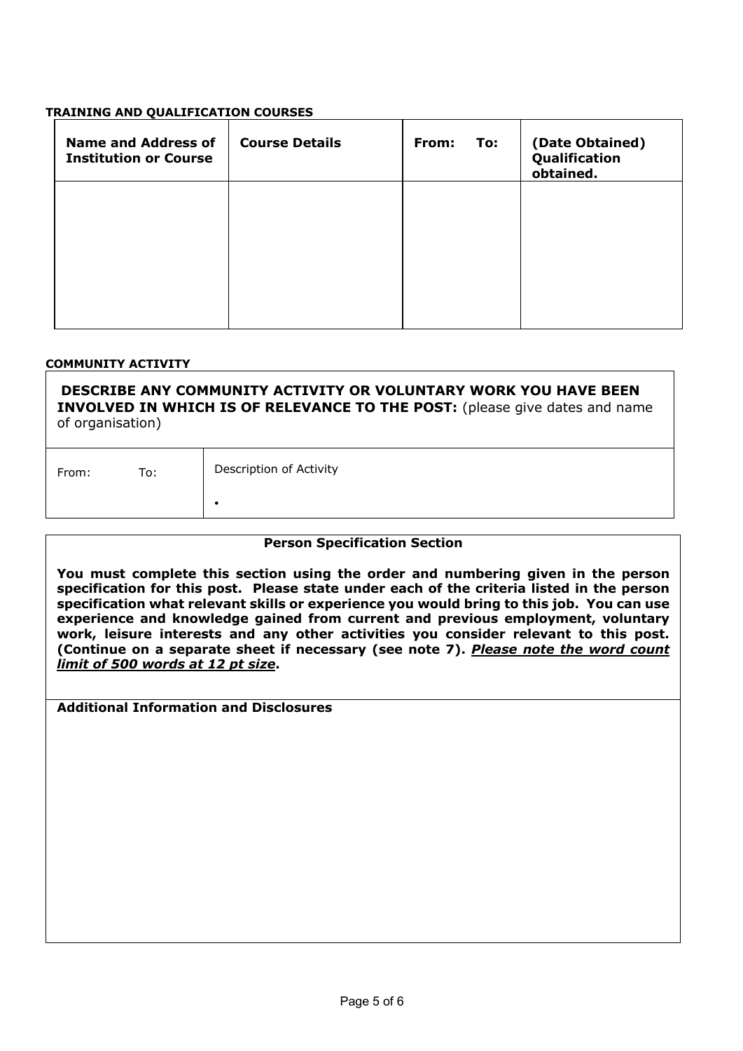#### TRAINING AND QUALIFICATION COURSES

| Name and Address of Institution or Course | Course Details | From: To: | (Date Obtained) Qualification obtained. |
|---|---|---|---|
| | | | |

#### COMMUNITY ACTIVITY

| **DESCRIBE ANY COMMUNITY ACTIVITY OR VOLUNTARY WORK YOU HAVE BEEN INVOLVED IN WHICH IS OF RELEVANCE TO THE POST:** (please give dates and name of organisation) | |
|---|---|
| From: To: | Description of Activity<br>• |

**Person Specification Section**

**You must complete this section using the order and numbering given in the person specification for this post. Please state under each of the criteria listed in the person specification what relevant skills or experience you would bring to this job. You can use experience and knowledge gained from current and previous employment, voluntary work, leisure interests and any other activities you consider relevant to this post. (Continue on a separate sheet if necessary (see note 7). *__Please note the word count limit of 500 words at 12 pt size__*.**

**Additional Information and Disclosures**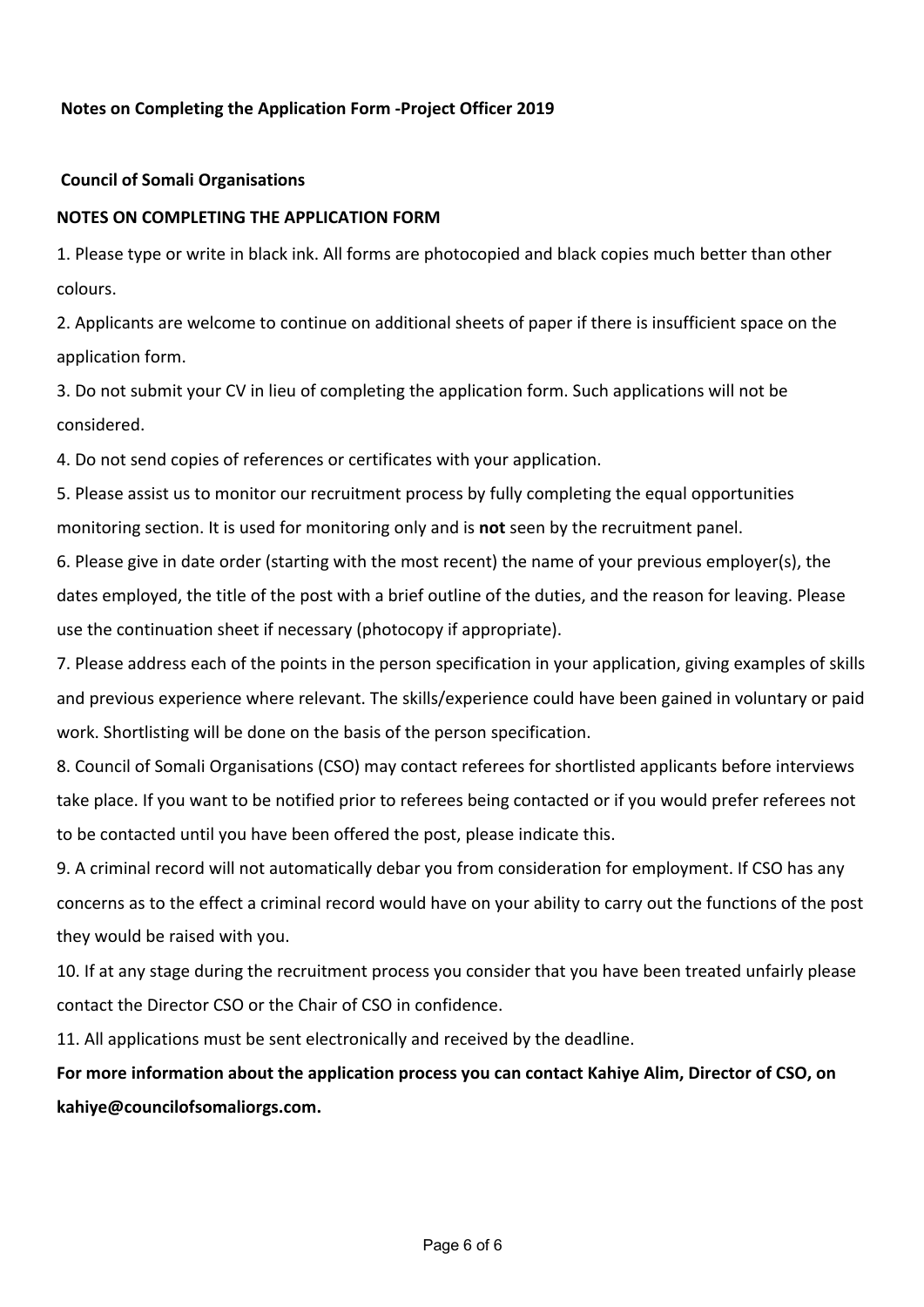**Notes on Completing the Application Form -Project Officer 2019**

**Council of Somali Organisations**

**NOTES ON COMPLETING THE APPLICATION FORM**

1. Please type or write in black ink. All forms are photocopied and black copies much better than other colours.
2. Applicants are welcome to continue on additional sheets of paper if there is insufficient space on the application form.
3. Do not submit your CV in lieu of completing the application form. Such applications will not be considered.
4. Do not send copies of references or certificates with your application.
5. Please assist us to monitor our recruitment process by fully completing the equal opportunities monitoring section. It is used for monitoring only and is **not** seen by the recruitment panel.
6. Please give in date order (starting with the most recent) the name of your previous employer(s), the dates employed, the title of the post with a brief outline of the duties, and the reason for leaving. Please use the continuation sheet if necessary (photocopy if appropriate).
7. Please address each of the points in the person specification in your application, giving examples of skills and previous experience where relevant. The skills/experience could have been gained in voluntary or paid work. Shortlisting will be done on the basis of the person specification.
8. Council of Somali Organisations (CSO) may contact referees for shortlisted applicants before interviews take place. If you want to be notified prior to referees being contacted or if you would prefer referees not to be contacted until you have been offered the post, please indicate this.
9. A criminal record will not automatically debar you from consideration for employment. If CSO has any concerns as to the effect a criminal record would have on your ability to carry out the functions of the post they would be raised with you.
10. If at any stage during the recruitment process you consider that you have been treated unfairly please contact the Director CSO or the Chair of CSO in confidence.
11. All applications must be sent electronically and received by the deadline.

**For more information about the application process you can contact Kahiye Alim, Director of CSO, on kahiye@councilofsomaliorgs.com.**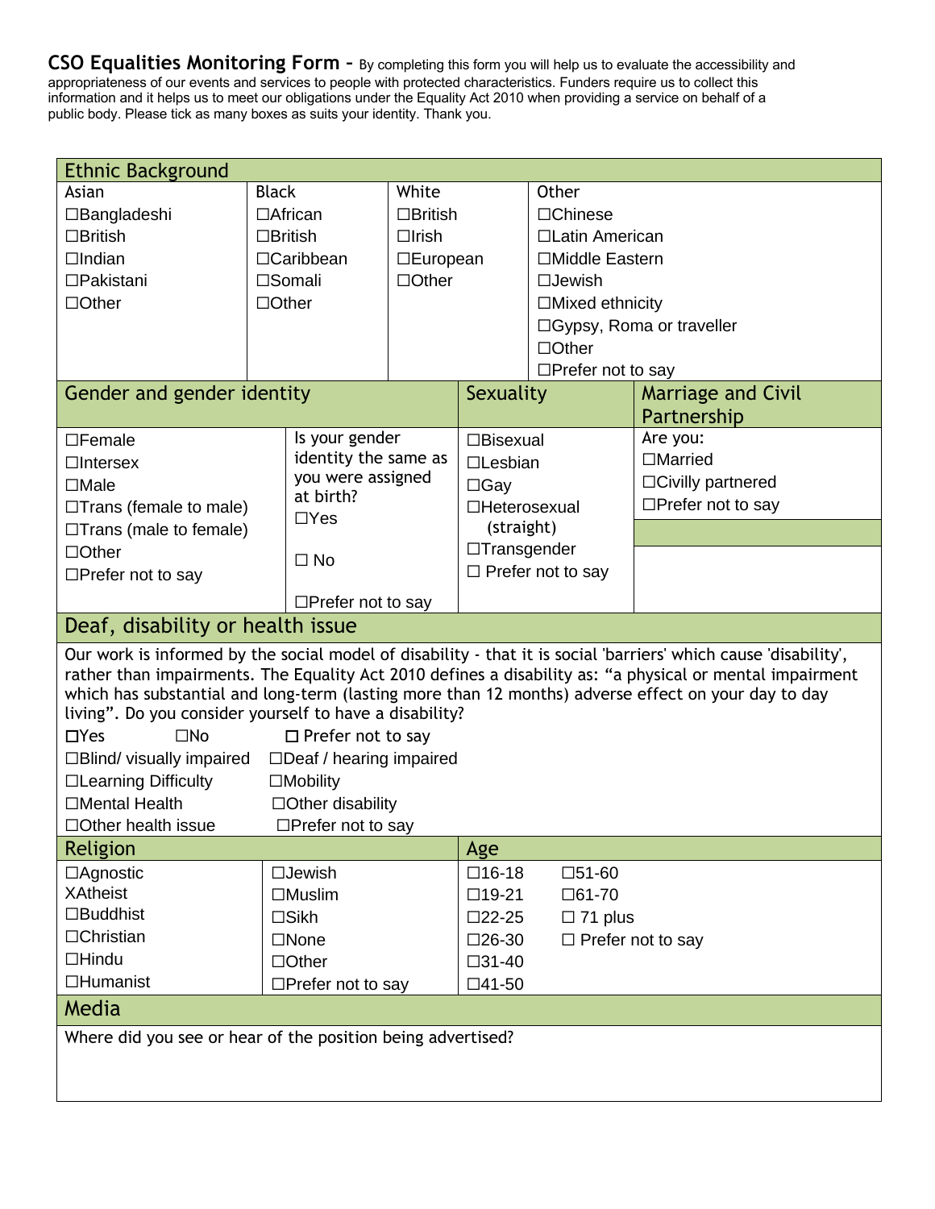## CSO Equalities Monitoring Form –

By completing this form you will help us to evaluate the accessibility and appropriateness of our events and services to people with protected characteristics. Funders require us to collect this information and it helps us to meet our obligations under the Equality Act 2010 when providing a service on behalf of a public body. Please tick as many boxes as suits your identity. Thank you.

### Ethnic Background

| Asian | Black | White | Other |
|---|---|---|---|
| ☐Bangladeshi | ☐African | ☐British | ☐Chinese |
| ☐British | ☐British | ☐Irish | ☐Latin American |
| ☐Indian | ☐Caribbean | ☐European | ☐Middle Eastern |
| ☐Pakistani | ☐Somali | ☐Other | ☐Jewish |
| ☐Other | ☐Other | | ☐Mixed ethnicity |
| | | | ☐Gypsy, Roma or traveller |
| | | | ☐Other |
| | | | ☐Prefer not to say |

### Gender and gender identity

☐Female
☐Intersex
☐Male
☐Trans (female to male)
☐Trans (male to female)
☐Other
☐Prefer not to say

Is your gender identity the same as you were assigned at birth?
☐Yes
☐ No
☐Prefer not to say

### Sexuality

☐Bisexual
☐Lesbian
☐Gay
☐Heterosexual (straight)
☐Transgender
☐ Prefer not to say

### Marriage and Civil Partnership

Are you:
☐Married
☐Civilly partnered
☐Prefer not to say

### Deaf, disability or health issue

Our work is informed by the social model of disability - that it is social 'barriers' which cause 'disability', rather than impairments. The Equality Act 2010 defines a disability as: "a physical or mental impairment which has substantial and long-term (lasting more than 12 months) adverse effect on your day to day living". Do you consider yourself to have a disability?

☐Yes ☐No ☐ Prefer not to say

☐Blind/ visually impaired ☐Deaf / hearing impaired
☐Learning Difficulty ☐Mobility
☐Mental Health ☐Other disability
☐Other health issue ☐Prefer not to say

### Religion

| | |
|---|---|
| ☐Agnostic | ☐Jewish |
| XAtheist | ☐Muslim |
| ☐Buddhist | ☐Sikh |
| ☐Christian | ☐None |
| ☐Hindu | ☐Other |
| ☐Humanist | ☐Prefer not to say |

### Age

| | |
|---|---|
| ☐16-18 | ☐51-60 |
| ☐19-21 | ☐61-70 |
| ☐22-25 | ☐ 71 plus |
| ☐26-30 | ☐ Prefer not to say |
| ☐31-40 | |
| ☐41-50 | |

### Media

Where did you see or hear of the position being advertised?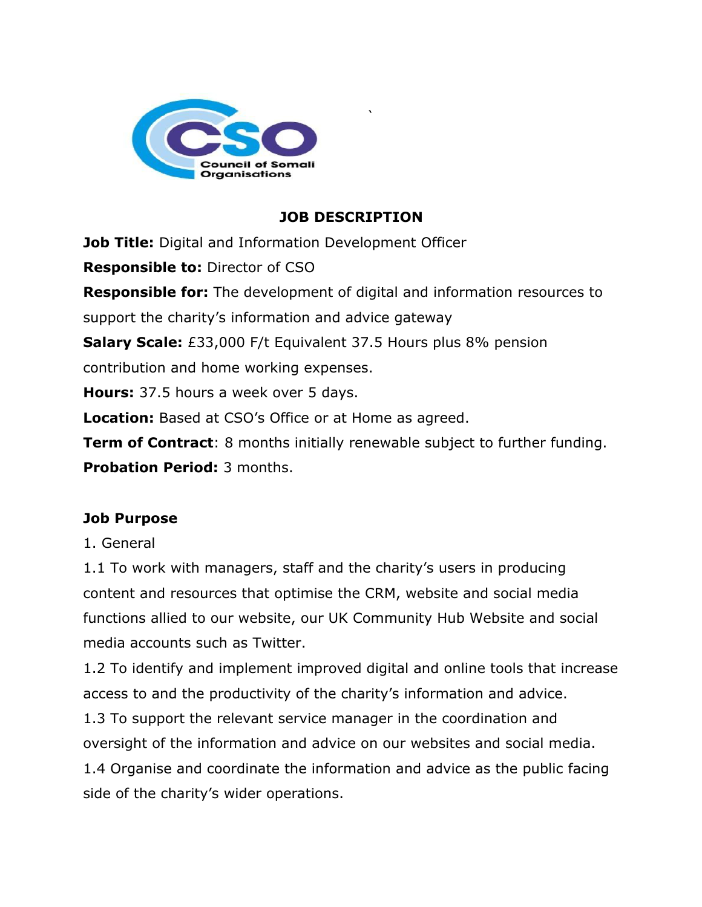# JOB DESCRIPTION

**Job Title:** Digital and Information Development Officer

**Responsible to:** Director of CSO

**Responsible for:** The development of digital and information resources to support the charity's information and advice gateway

**Salary Scale:** £33,000 F/t Equivalent 37.5 Hours plus 8% pension contribution and home working expenses.

**Hours:** 37.5 hours a week over 5 days.

**Location:** Based at CSO's Office or at Home as agreed.

**Term of Contract**: 8 months initially renewable subject to further funding.

**Probation Period:** 3 months.

## Job Purpose

1. General

1.1 To work with managers, staff and the charity's users in producing content and resources that optimise the CRM, website and social media functions allied to our website, our UK Community Hub Website and social media accounts such as Twitter.

1.2 To identify and implement improved digital and online tools that increase access to and the productivity of the charity's information and advice.

1.3 To support the relevant service manager in the coordination and oversight of the information and advice on our websites and social media.

1.4 Organise and coordinate the information and advice as the public facing side of the charity's wider operations.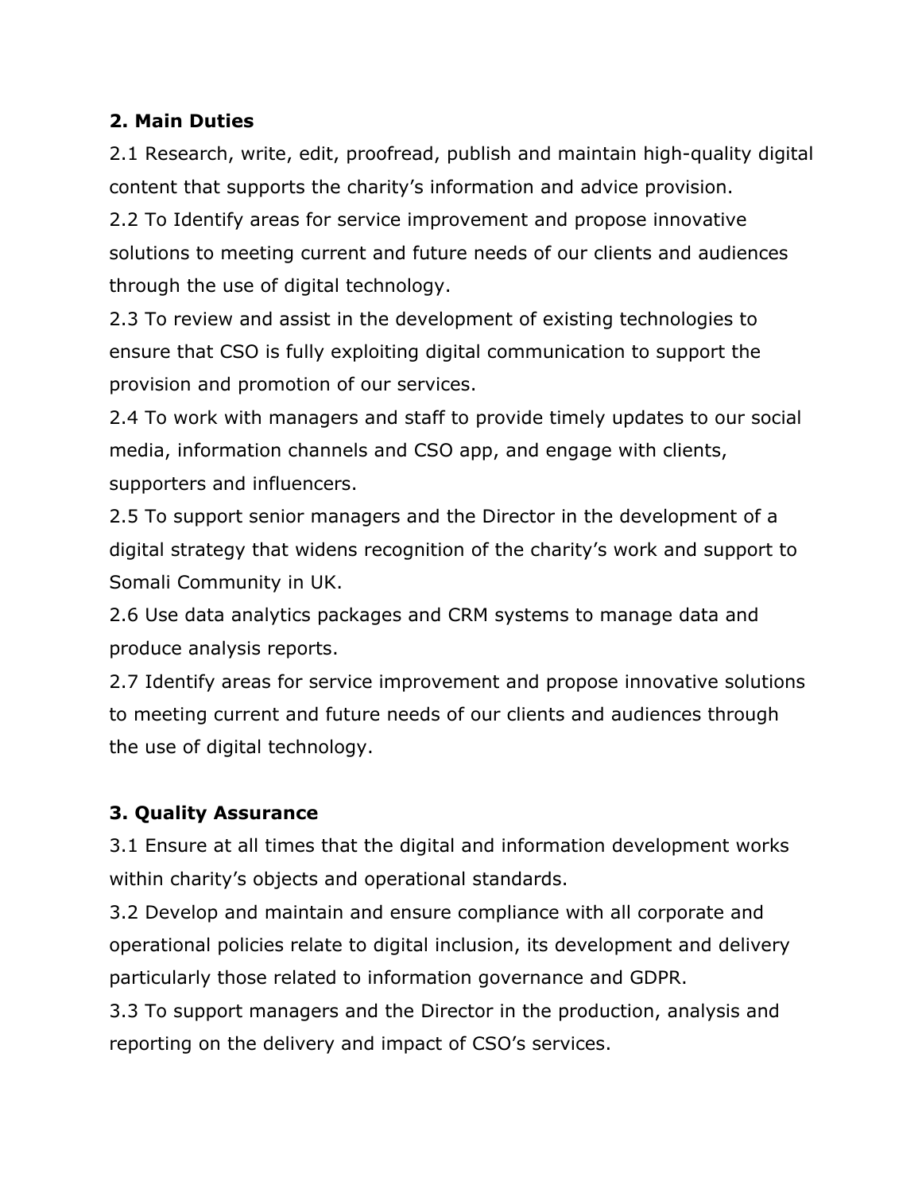**2. Main Duties**

2.1 Research, write, edit, proofread, publish and maintain high-quality digital content that supports the charity's information and advice provision.

2.2 To Identify areas for service improvement and propose innovative solutions to meeting current and future needs of our clients and audiences through the use of digital technology.

2.3 To review and assist in the development of existing technologies to ensure that CSO is fully exploiting digital communication to support the provision and promotion of our services.

2.4 To work with managers and staff to provide timely updates to our social media, information channels and CSO app, and engage with clients, supporters and influencers.

2.5 To support senior managers and the Director in the development of a digital strategy that widens recognition of the charity's work and support to Somali Community in UK.

2.6 Use data analytics packages and CRM systems to manage data and produce analysis reports.

2.7 Identify areas for service improvement and propose innovative solutions to meeting current and future needs of our clients and audiences through the use of digital technology.

**3. Quality Assurance**

3.1 Ensure at all times that the digital and information development works within charity's objects and operational standards.

3.2 Develop and maintain and ensure compliance with all corporate and operational policies relate to digital inclusion, its development and delivery particularly those related to information governance and GDPR.

3.3 To support managers and the Director in the production, analysis and reporting on the delivery and impact of CSO's services.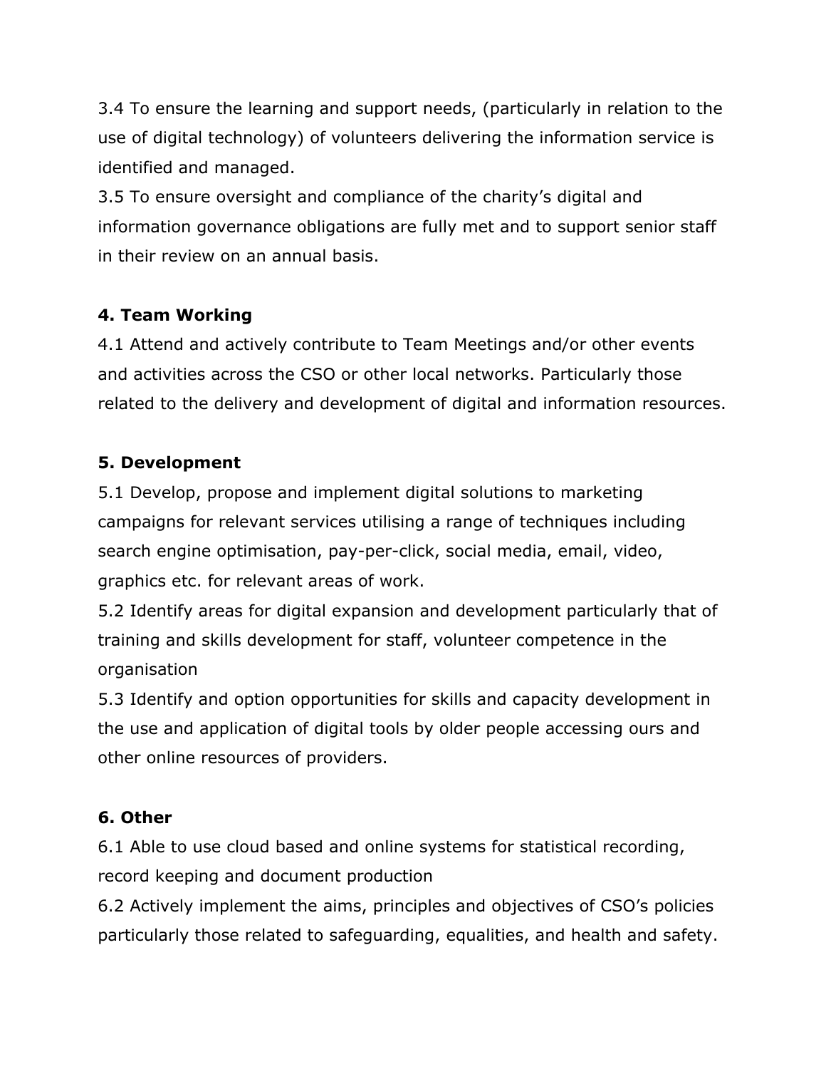3.4 To ensure the learning and support needs, (particularly in relation to the use of digital technology) of volunteers delivering the information service is identified and managed.

3.5 To ensure oversight and compliance of the charity's digital and information governance obligations are fully met and to support senior staff in their review on an annual basis.

**4. Team Working**

4.1 Attend and actively contribute to Team Meetings and/or other events and activities across the CSO or other local networks. Particularly those related to the delivery and development of digital and information resources.

**5. Development**

5.1 Develop, propose and implement digital solutions to marketing campaigns for relevant services utilising a range of techniques including search engine optimisation, pay-per-click, social media, email, video, graphics etc. for relevant areas of work.

5.2 Identify areas for digital expansion and development particularly that of training and skills development for staff, volunteer competence in the organisation

5.3 Identify and option opportunities for skills and capacity development in the use and application of digital tools by older people accessing ours and other online resources of providers.

**6. Other**

6.1 Able to use cloud based and online systems for statistical recording, record keeping and document production

6.2 Actively implement the aims, principles and objectives of CSO's policies particularly those related to safeguarding, equalities, and health and safety.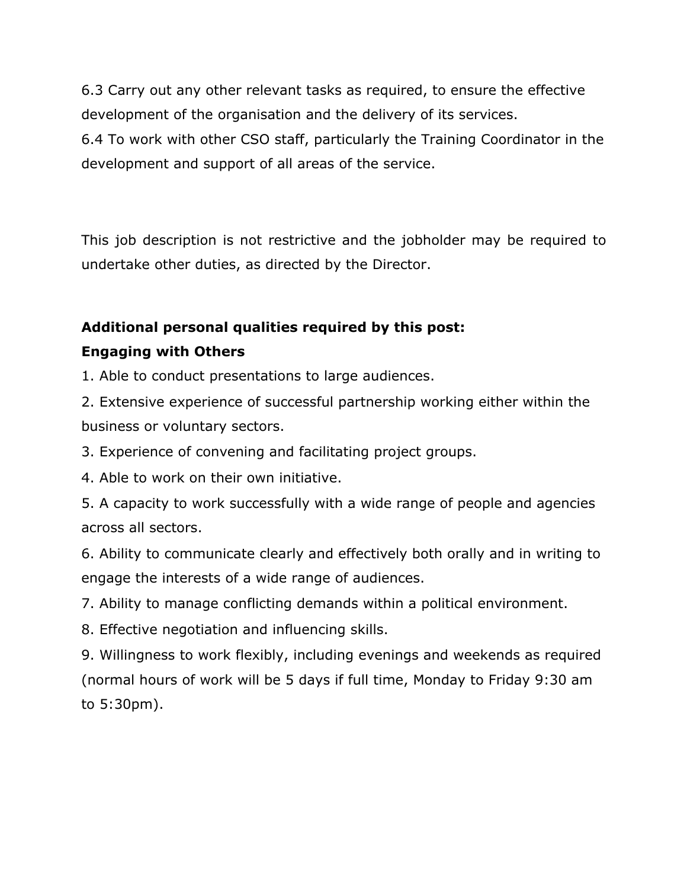6.3 Carry out any other relevant tasks as required, to ensure the effective development of the organisation and the delivery of its services.

6.4 To work with other CSO staff, particularly the Training Coordinator in the development and support of all areas of the service.

This job description is not restrictive and the jobholder may be required to undertake other duties, as directed by the Director.

**Additional personal qualities required by this post:**

**Engaging with Others**

1. Able to conduct presentations to large audiences.
2. Extensive experience of successful partnership working either within the business or voluntary sectors.
3. Experience of convening and facilitating project groups.
4. Able to work on their own initiative.
5. A capacity to work successfully with a wide range of people and agencies across all sectors.
6. Ability to communicate clearly and effectively both orally and in writing to engage the interests of a wide range of audiences.
7. Ability to manage conflicting demands within a political environment.
8. Effective negotiation and influencing skills.
9. Willingness to work flexibly, including evenings and weekends as required (normal hours of work will be 5 days if full time, Monday to Friday 9:30 am to 5:30pm).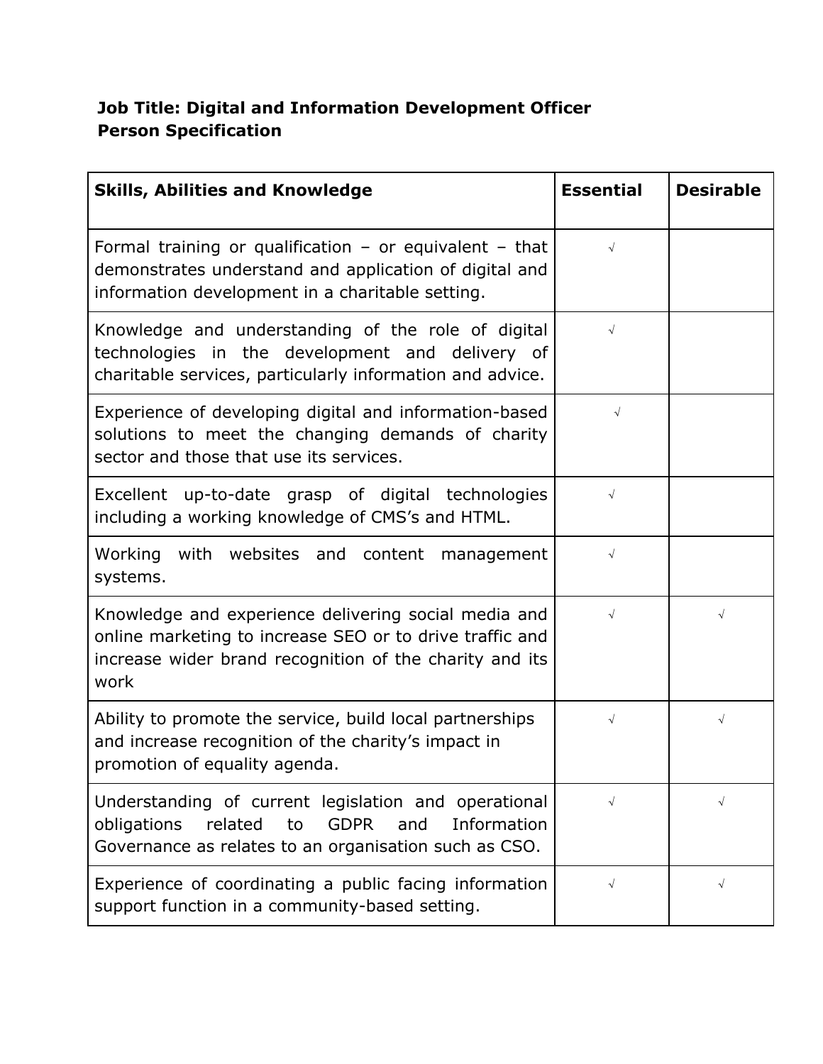**Job Title: Digital and Information Development Officer**
**Person Specification**

| Skills, Abilities and Knowledge | Essential | Desirable |
|---|---|---|
| Formal training or qualification – or equivalent – that demonstrates understand and application of digital and information development in a charitable setting. | √ | |
| Knowledge and understanding of the role of digital technologies in the development and delivery of charitable services, particularly information and advice. | √ | |
| Experience of developing digital and information-based solutions to meet the changing demands of charity sector and those that use its services. | √ | |
| Excellent up-to-date grasp of digital technologies including a working knowledge of CMS's and HTML. | √ | |
| Working with websites and content management systems. | √ | |
| Knowledge and experience delivering social media and online marketing to increase SEO or to drive traffic and increase wider brand recognition of the charity and its work | √ | √ |
| Ability to promote the service, build local partnerships and increase recognition of the charity's impact in promotion of equality agenda. | √ | √ |
| Understanding of current legislation and operational obligations related to GDPR and Information Governance as relates to an organisation such as CSO. | √ | √ |
| Experience of coordinating a public facing information support function in a community-based setting. | √ | √ |